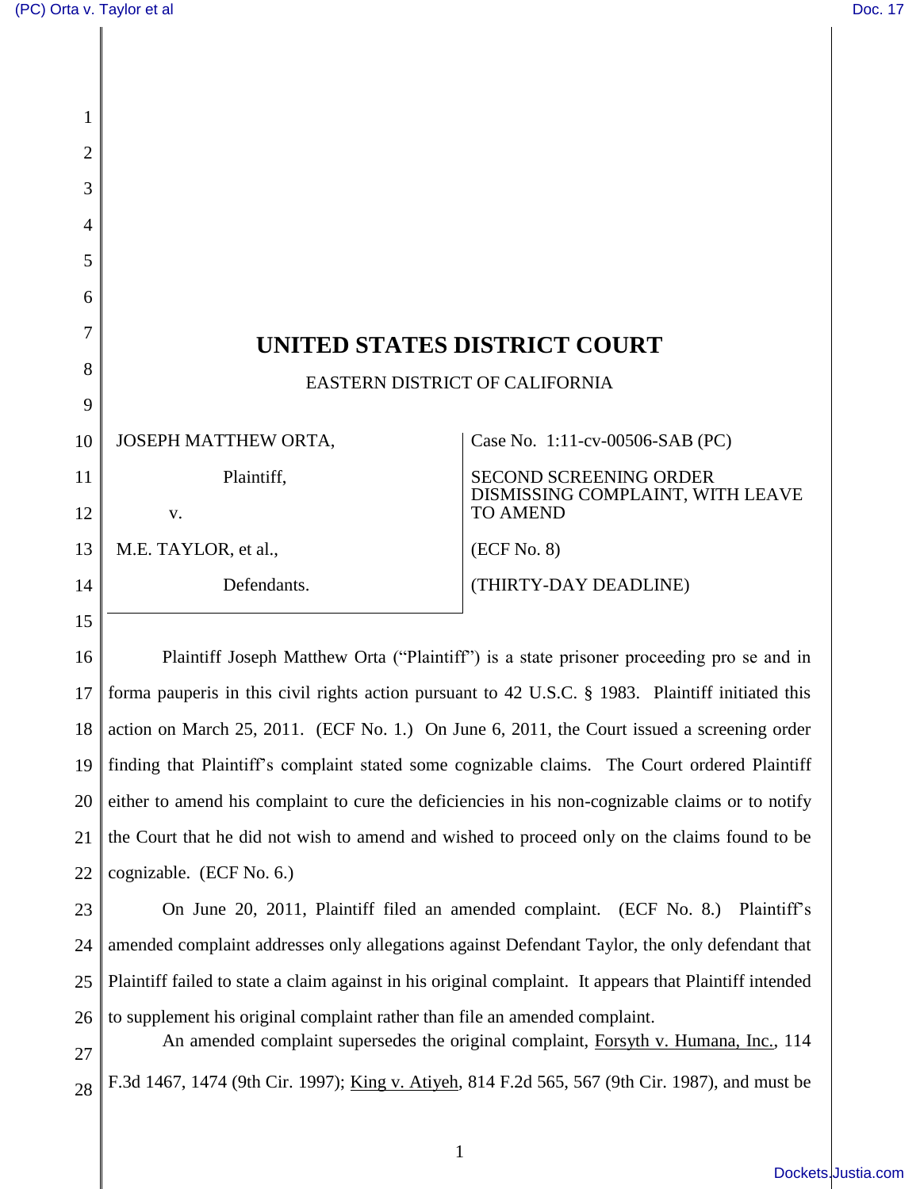# UNITED STATES DISTRICT COURT

EASTERN DISTRICT OF CALIFORNIA

| | |
|---|---|
| JOSEPH MATTHEW ORTA, Plaintiff, v. M.E. TAYLOR, et al., Defendants. | Case No. 1:11-cv-00506-SAB (PC) SECOND SCREENING ORDER DISMISSING COMPLAINT, WITH LEAVE TO AMEND (ECF No. 8) (THIRTY-DAY DEADLINE) |

Plaintiff Joseph Matthew Orta ("Plaintiff") is a state prisoner proceeding pro se and in forma pauperis in this civil rights action pursuant to 42 U.S.C. § 1983. Plaintiff initiated this action on March 25, 2011. (ECF No. 1.) On June 6, 2011, the Court issued a screening order finding that Plaintiff's complaint stated some cognizable claims. The Court ordered Plaintiff either to amend his complaint to cure the deficiencies in his non-cognizable claims or to notify the Court that he did not wish to amend and wished to proceed only on the claims found to be cognizable. (ECF No. 6.)

On June 20, 2011, Plaintiff filed an amended complaint. (ECF No. 8.) Plaintiff's amended complaint addresses only allegations against Defendant Taylor, the only defendant that Plaintiff failed to state a claim against in his original complaint. It appears that Plaintiff intended to supplement his original complaint rather than file an amended complaint.

An amended complaint supersedes the original complaint, Forsyth v. Humana, Inc., 114 F.3d 1467, 1474 (9th Cir. 1997); King v. Atiyeh, 814 F.2d 565, 567 (9th Cir. 1987), and must be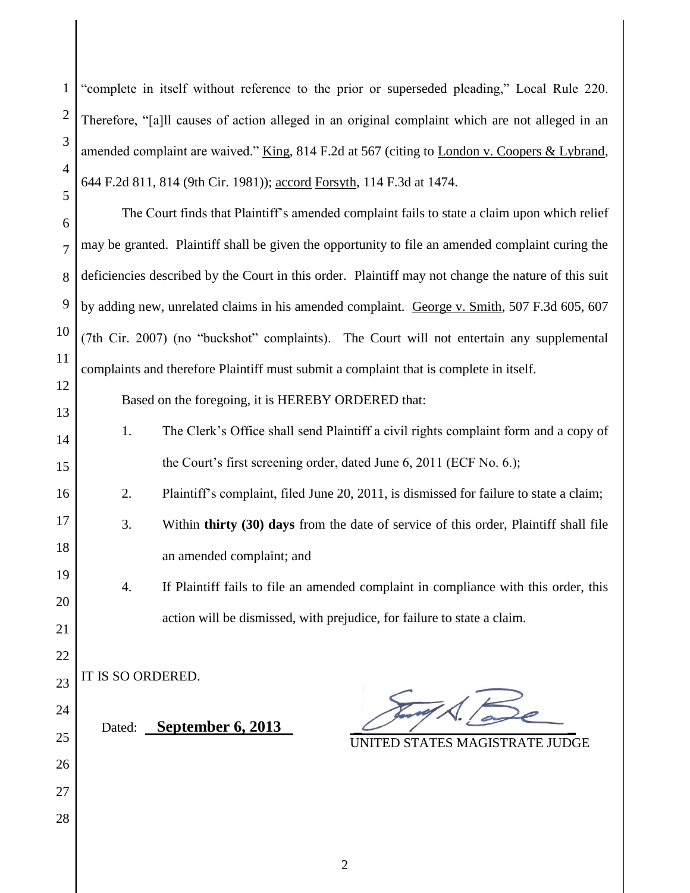"complete in itself without reference to the prior or superseded pleading," Local Rule 220. Therefore, "[a]ll causes of action alleged in an original complaint which are not alleged in an amended complaint are waived." King, 814 F.2d at 567 (citing to London v. Coopers & Lybrand, 644 F.2d 811, 814 (9th Cir. 1981)); accord Forsyth, 114 F.3d at 1474.

The Court finds that Plaintiff's amended complaint fails to state a claim upon which relief may be granted. Plaintiff shall be given the opportunity to file an amended complaint curing the deficiencies described by the Court in this order. Plaintiff may not change the nature of this suit by adding new, unrelated claims in his amended complaint. George v. Smith, 507 F.3d 605, 607 (7th Cir. 2007) (no "buckshot" complaints). The Court will not entertain any supplemental complaints and therefore Plaintiff must submit a complaint that is complete in itself.

Based on the foregoing, it is HEREBY ORDERED that:

1. The Clerk's Office shall send Plaintiff a civil rights complaint form and a copy of the Court's first screening order, dated June 6, 2011 (ECF No. 6.);
2. Plaintiff's complaint, filed June 20, 2011, is dismissed for failure to state a claim;
3. Within **thirty (30) days** from the date of service of this order, Plaintiff shall file an amended complaint; and
4. If Plaintiff fails to file an amended complaint in compliance with this order, this action will be dismissed, with prejudice, for failure to state a claim.

IT IS SO ORDERED.

Dated: **September 6, 2013**

UNITED STATES MAGISTRATE JUDGE